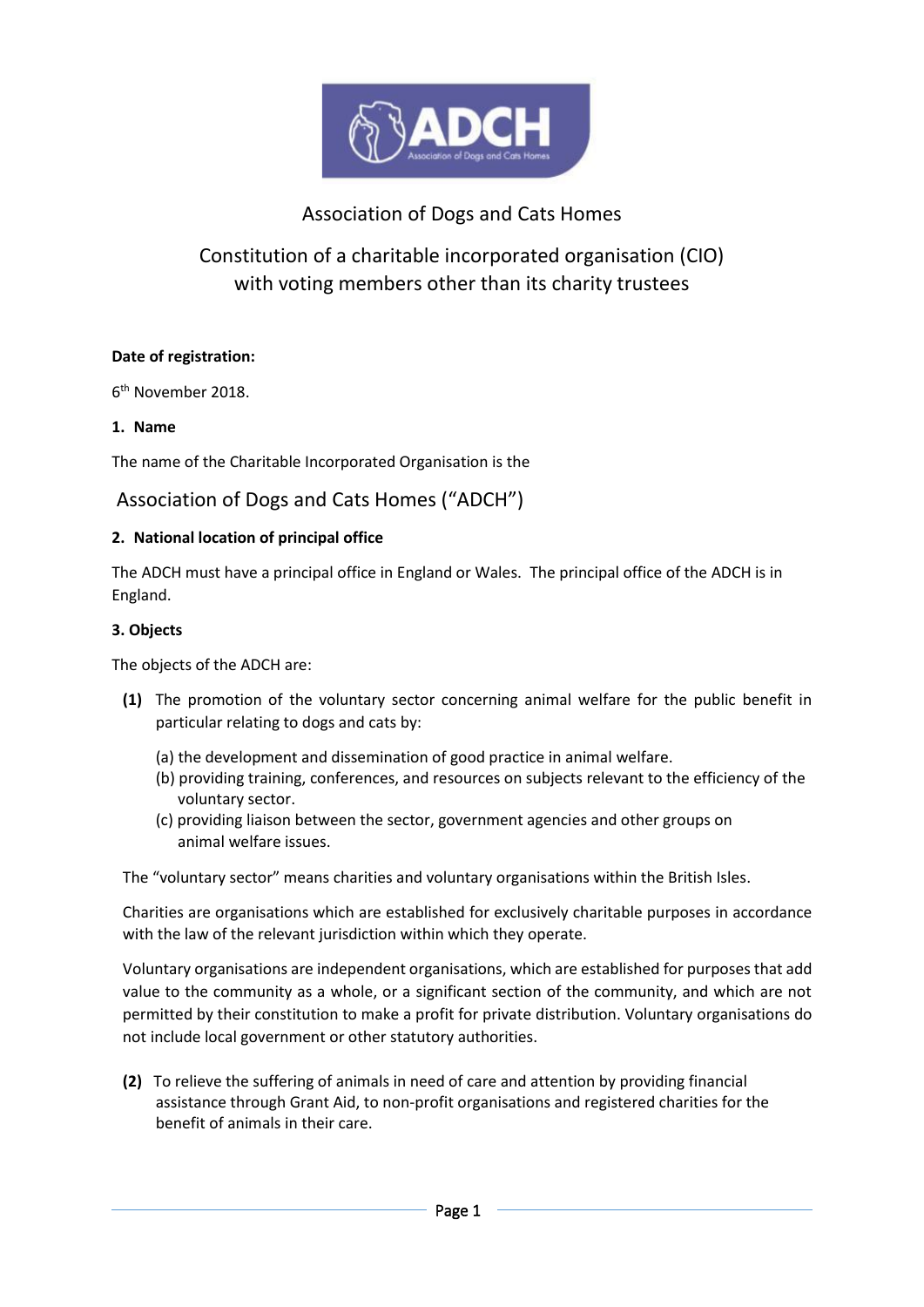# Association of Dogs and Cats Homes

## Constitution of a charitable incorporated organisation (CIO) with voting members other than its charity trustees

**Date of registration:**

6th November 2018.

**1. Name**

The name of the Charitable Incorporated Organisation is the

Association of Dogs and Cats Homes ("ADCH")

**2. National location of principal office**

The ADCH must have a principal office in England or Wales. The principal office of the ADCH is in England.

**3. Objects**

The objects of the ADCH are:

**(1)** The promotion of the voluntary sector concerning animal welfare for the public benefit in particular relating to dogs and cats by:

(a) the development and dissemination of good practice in animal welfare.
(b) providing training, conferences, and resources on subjects relevant to the efficiency of the voluntary sector.
(c) providing liaison between the sector, government agencies and other groups on animal welfare issues.

The "voluntary sector" means charities and voluntary organisations within the British Isles.

Charities are organisations which are established for exclusively charitable purposes in accordance with the law of the relevant jurisdiction within which they operate.

Voluntary organisations are independent organisations, which are established for purposes that add value to the community as a whole, or a significant section of the community, and which are not permitted by their constitution to make a profit for private distribution. Voluntary organisations do not include local government or other statutory authorities.

**(2)** To relieve the suffering of animals in need of care and attention by providing financial assistance through Grant Aid, to non-profit organisations and registered charities for the benefit of animals in their care.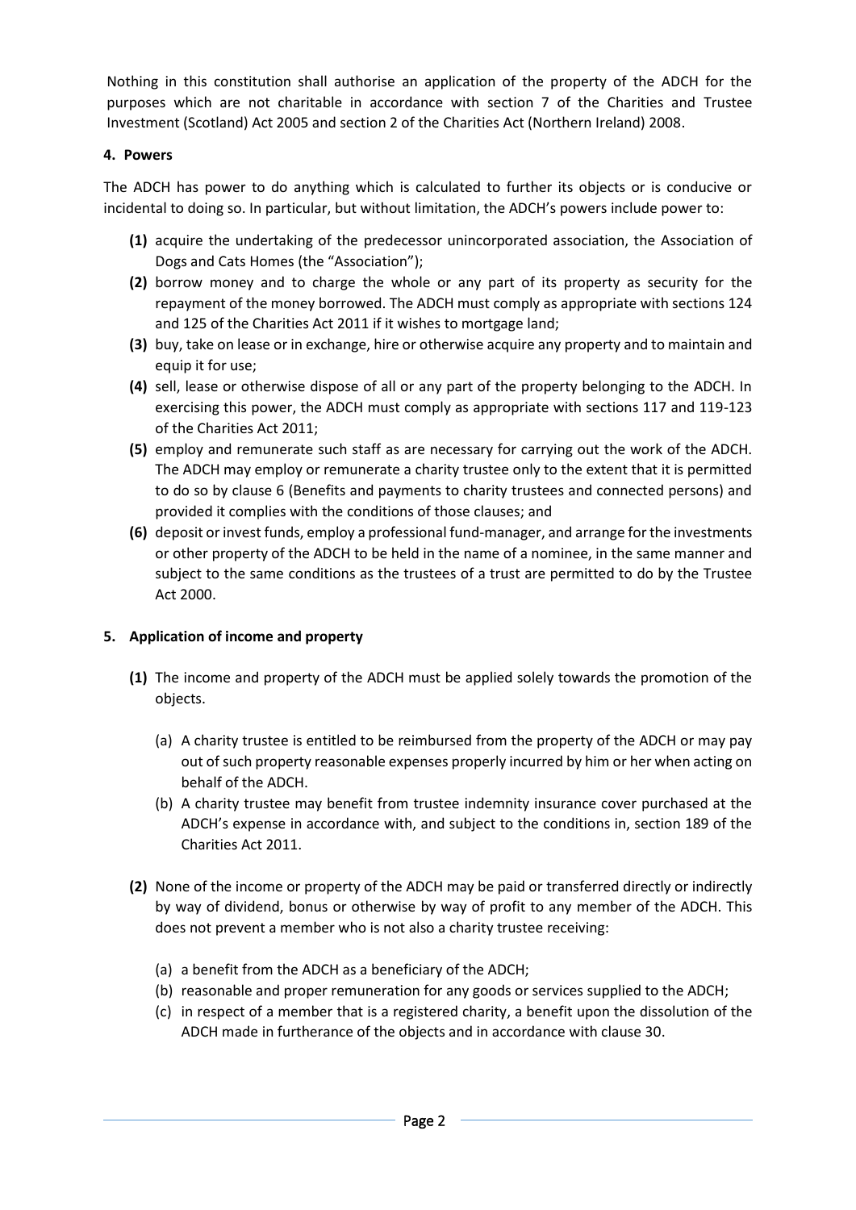Nothing in this constitution shall authorise an application of the property of the ADCH for the purposes which are not charitable in accordance with section 7 of the Charities and Trustee Investment (Scotland) Act 2005 and section 2 of the Charities Act (Northern Ireland) 2008.

#### 4. Powers

The ADCH has power to do anything which is calculated to further its objects or is conducive or incidental to doing so. In particular, but without limitation, the ADCH's powers include power to:

- **(1)** acquire the undertaking of the predecessor unincorporated association, the Association of Dogs and Cats Homes (the "Association");
- **(2)** borrow money and to charge the whole or any part of its property as security for the repayment of the money borrowed. The ADCH must comply as appropriate with sections 124 and 125 of the Charities Act 2011 if it wishes to mortgage land;
- **(3)** buy, take on lease or in exchange, hire or otherwise acquire any property and to maintain and equip it for use;
- **(4)** sell, lease or otherwise dispose of all or any part of the property belonging to the ADCH. In exercising this power, the ADCH must comply as appropriate with sections 117 and 119-123 of the Charities Act 2011;
- **(5)** employ and remunerate such staff as are necessary for carrying out the work of the ADCH. The ADCH may employ or remunerate a charity trustee only to the extent that it is permitted to do so by clause 6 (Benefits and payments to charity trustees and connected persons) and provided it complies with the conditions of those clauses; and
- **(6)** deposit or invest funds, employ a professional fund-manager, and arrange for the investments or other property of the ADCH to be held in the name of a nominee, in the same manner and subject to the same conditions as the trustees of a trust are permitted to do by the Trustee Act 2000.

#### 5. Application of income and property

- **(1)** The income and property of the ADCH must be applied solely towards the promotion of the objects.
  - (a) A charity trustee is entitled to be reimbursed from the property of the ADCH or may pay out of such property reasonable expenses properly incurred by him or her when acting on behalf of the ADCH.
  - (b) A charity trustee may benefit from trustee indemnity insurance cover purchased at the ADCH's expense in accordance with, and subject to the conditions in, section 189 of the Charities Act 2011.
- **(2)** None of the income or property of the ADCH may be paid or transferred directly or indirectly by way of dividend, bonus or otherwise by way of profit to any member of the ADCH. This does not prevent a member who is not also a charity trustee receiving:
  - (a) a benefit from the ADCH as a beneficiary of the ADCH;
  - (b) reasonable and proper remuneration for any goods or services supplied to the ADCH;
  - (c) in respect of a member that is a registered charity, a benefit upon the dissolution of the ADCH made in furtherance of the objects and in accordance with clause 30.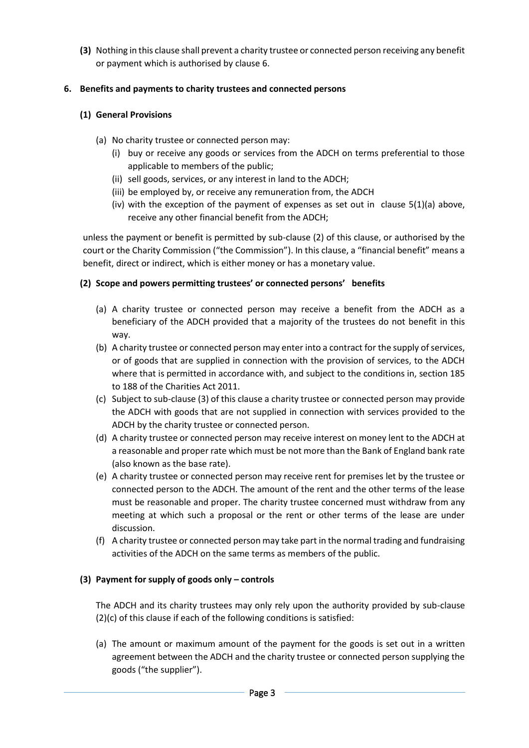**(3)** Nothing in this clause shall prevent a charity trustee or connected person receiving any benefit or payment which is authorised by clause 6.

## 6. Benefits and payments to charity trustees and connected persons

### (1) General Provisions

(a) No charity trustee or connected person may:

(i) buy or receive any goods or services from the ADCH on terms preferential to those applicable to members of the public;

(ii) sell goods, services, or any interest in land to the ADCH;

(iii) be employed by, or receive any remuneration from, the ADCH

(iv) with the exception of the payment of expenses as set out in clause 5(1)(a) above, receive any other financial benefit from the ADCH;

unless the payment or benefit is permitted by sub-clause (2) of this clause, or authorised by the court or the Charity Commission ("the Commission"). In this clause, a "financial benefit" means a benefit, direct or indirect, which is either money or has a monetary value.

### (2) Scope and powers permitting trustees' or connected persons' benefits

(a) A charity trustee or connected person may receive a benefit from the ADCH as a beneficiary of the ADCH provided that a majority of the trustees do not benefit in this way.

(b) A charity trustee or connected person may enter into a contract for the supply of services, or of goods that are supplied in connection with the provision of services, to the ADCH where that is permitted in accordance with, and subject to the conditions in, section 185 to 188 of the Charities Act 2011.

(c) Subject to sub-clause (3) of this clause a charity trustee or connected person may provide the ADCH with goods that are not supplied in connection with services provided to the ADCH by the charity trustee or connected person.

(d) A charity trustee or connected person may receive interest on money lent to the ADCH at a reasonable and proper rate which must be not more than the Bank of England bank rate (also known as the base rate).

(e) A charity trustee or connected person may receive rent for premises let by the trustee or connected person to the ADCH. The amount of the rent and the other terms of the lease must be reasonable and proper. The charity trustee concerned must withdraw from any meeting at which such a proposal or the rent or other terms of the lease are under discussion.

(f) A charity trustee or connected person may take part in the normal trading and fundraising activities of the ADCH on the same terms as members of the public.

### (3) Payment for supply of goods only – controls

The ADCH and its charity trustees may only rely upon the authority provided by sub-clause (2)(c) of this clause if each of the following conditions is satisfied:

(a) The amount or maximum amount of the payment for the goods is set out in a written agreement between the ADCH and the charity trustee or connected person supplying the goods ("the supplier").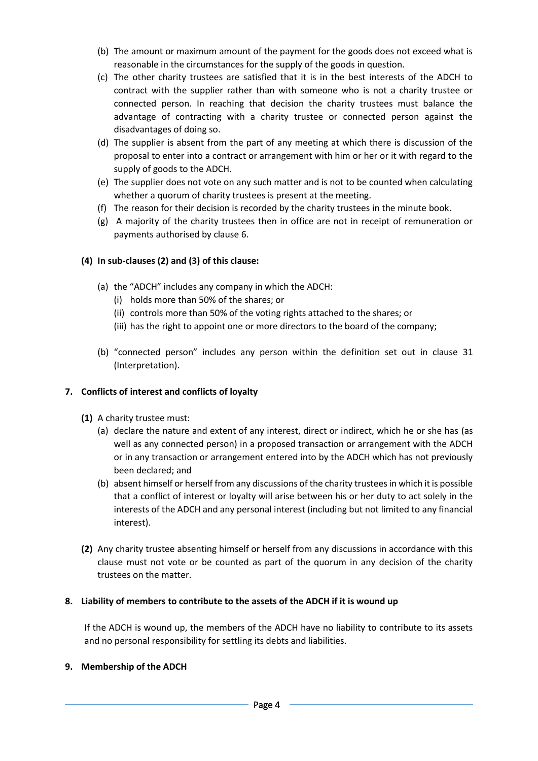(b) The amount or maximum amount of the payment for the goods does not exceed what is reasonable in the circumstances for the supply of the goods in question.

(c) The other charity trustees are satisfied that it is in the best interests of the ADCH to contract with the supplier rather than with someone who is not a charity trustee or connected person. In reaching that decision the charity trustees must balance the advantage of contracting with a charity trustee or connected person against the disadvantages of doing so.

(d) The supplier is absent from the part of any meeting at which there is discussion of the proposal to enter into a contract or arrangement with him or her or it with regard to the supply of goods to the ADCH.

(e) The supplier does not vote on any such matter and is not to be counted when calculating whether a quorum of charity trustees is present at the meeting.

(f) The reason for their decision is recorded by the charity trustees in the minute book.

(g) A majority of the charity trustees then in office are not in receipt of remuneration or payments authorised by clause 6.

**(4) In sub-clauses (2) and (3) of this clause:**

(a) the "ADCH" includes any company in which the ADCH:
   (i) holds more than 50% of the shares; or
   (ii) controls more than 50% of the voting rights attached to the shares; or
   (iii) has the right to appoint one or more directors to the board of the company;

(b) "connected person" includes any person within the definition set out in clause 31 (Interpretation).

### 7. Conflicts of interest and conflicts of loyalty

**(1)** A charity trustee must:

(a) declare the nature and extent of any interest, direct or indirect, which he or she has (as well as any connected person) in a proposed transaction or arrangement with the ADCH or in any transaction or arrangement entered into by the ADCH which has not previously been declared; and

(b) absent himself or herself from any discussions of the charity trustees in which it is possible that a conflict of interest or loyalty will arise between his or her duty to act solely in the interests of the ADCH and any personal interest (including but not limited to any financial interest).

**(2)** Any charity trustee absenting himself or herself from any discussions in accordance with this clause must not vote or be counted as part of the quorum in any decision of the charity trustees on the matter.

### 8. Liability of members to contribute to the assets of the ADCH if it is wound up

If the ADCH is wound up, the members of the ADCH have no liability to contribute to its assets and no personal responsibility for settling its debts and liabilities.

### 9. Membership of the ADCH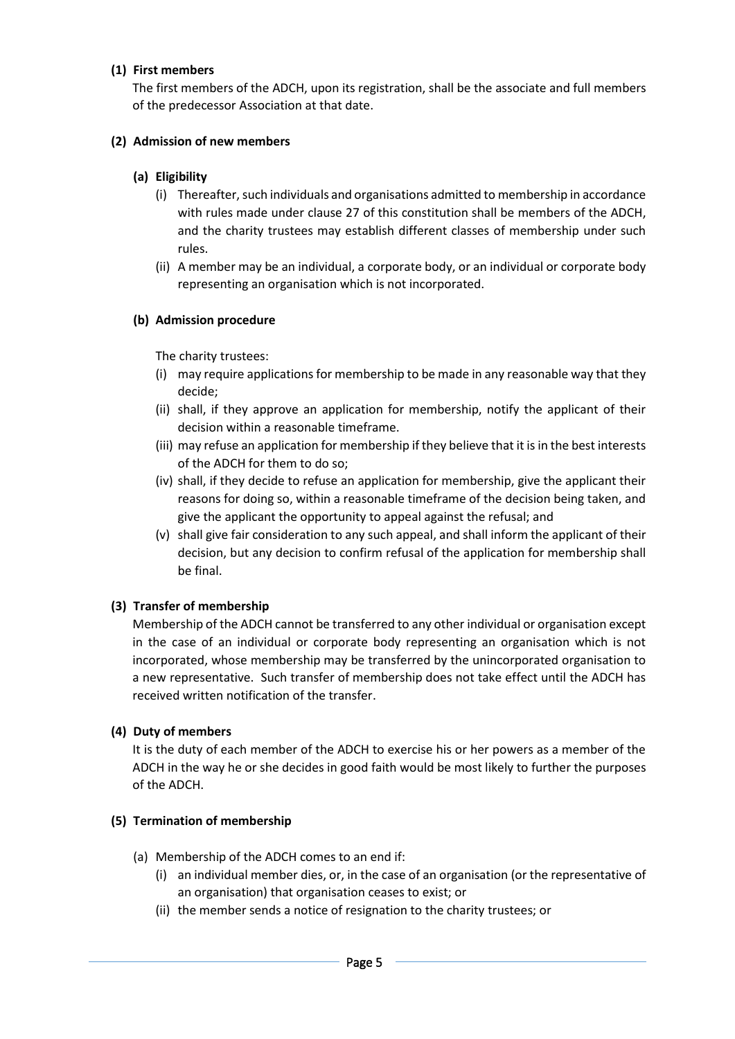**(1) First members**

The first members of the ADCH, upon its registration, shall be the associate and full members of the predecessor Association at that date.

**(2) Admission of new members**

**(a) Eligibility**

(i) Thereafter, such individuals and organisations admitted to membership in accordance with rules made under clause 27 of this constitution shall be members of the ADCH, and the charity trustees may establish different classes of membership under such rules.

(ii) A member may be an individual, a corporate body, or an individual or corporate body representing an organisation which is not incorporated.

**(b) Admission procedure**

The charity trustees:

(i) may require applications for membership to be made in any reasonable way that they decide;

(ii) shall, if they approve an application for membership, notify the applicant of their decision within a reasonable timeframe.

(iii) may refuse an application for membership if they believe that it is in the best interests of the ADCH for them to do so;

(iv) shall, if they decide to refuse an application for membership, give the applicant their reasons for doing so, within a reasonable timeframe of the decision being taken, and give the applicant the opportunity to appeal against the refusal; and

(v) shall give fair consideration to any such appeal, and shall inform the applicant of their decision, but any decision to confirm refusal of the application for membership shall be final.

**(3) Transfer of membership**

Membership of the ADCH cannot be transferred to any other individual or organisation except in the case of an individual or corporate body representing an organisation which is not incorporated, whose membership may be transferred by the unincorporated organisation to a new representative. Such transfer of membership does not take effect until the ADCH has received written notification of the transfer.

**(4) Duty of members**

It is the duty of each member of the ADCH to exercise his or her powers as a member of the ADCH in the way he or she decides in good faith would be most likely to further the purposes of the ADCH.

**(5) Termination of membership**

(a) Membership of the ADCH comes to an end if:

(i) an individual member dies, or, in the case of an organisation (or the representative of an organisation) that organisation ceases to exist; or

(ii) the member sends a notice of resignation to the charity trustees; or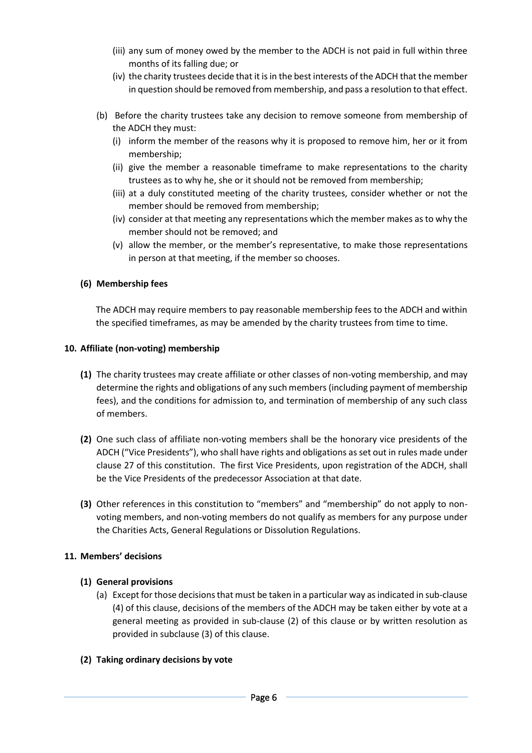(iii) any sum of money owed by the member to the ADCH is not paid in full within three months of its falling due; or

(iv) the charity trustees decide that it is in the best interests of the ADCH that the member in question should be removed from membership, and pass a resolution to that effect.

(b) Before the charity trustees take any decision to remove someone from membership of the ADCH they must:

(i) inform the member of the reasons why it is proposed to remove him, her or it from membership;

(ii) give the member a reasonable timeframe to make representations to the charity trustees as to why he, she or it should not be removed from membership;

(iii) at a duly constituted meeting of the charity trustees, consider whether or not the member should be removed from membership;

(iv) consider at that meeting any representations which the member makes as to why the member should not be removed; and

(v) allow the member, or the member's representative, to make those representations in person at that meeting, if the member so chooses.

**(6) Membership fees**

The ADCH may require members to pay reasonable membership fees to the ADCH and within the specified timeframes, as may be amended by the charity trustees from time to time.

**10. Affiliate (non-voting) membership**

**(1)** The charity trustees may create affiliate or other classes of non-voting membership, and may determine the rights and obligations of any such members (including payment of membership fees), and the conditions for admission to, and termination of membership of any such class of members.

**(2)** One such class of affiliate non-voting members shall be the honorary vice presidents of the ADCH ("Vice Presidents"), who shall have rights and obligations as set out in rules made under clause 27 of this constitution. The first Vice Presidents, upon registration of the ADCH, shall be the Vice Presidents of the predecessor Association at that date.

**(3)** Other references in this constitution to "members" and "membership" do not apply to non-voting members, and non-voting members do not qualify as members for any purpose under the Charities Acts, General Regulations or Dissolution Regulations.

**11. Members' decisions**

**(1) General provisions**

(a) Except for those decisions that must be taken in a particular way as indicated in sub-clause (4) of this clause, decisions of the members of the ADCH may be taken either by vote at a general meeting as provided in sub-clause (2) of this clause or by written resolution as provided in subclause (3) of this clause.

**(2) Taking ordinary decisions by vote**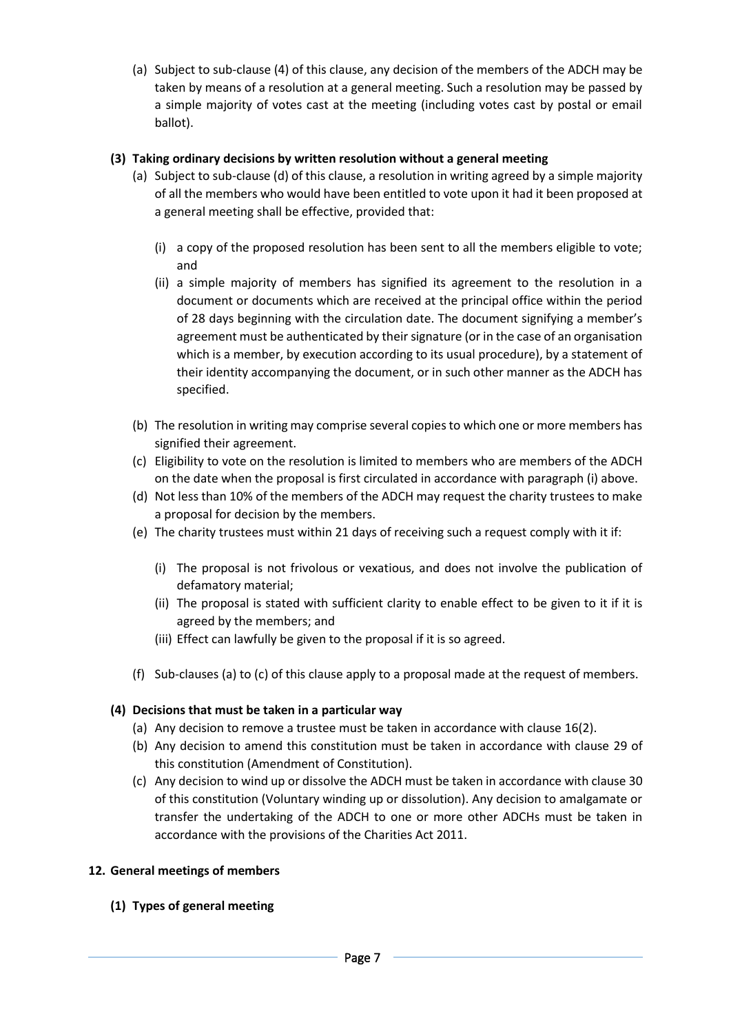(a) Subject to sub-clause (4) of this clause, any decision of the members of the ADCH may be taken by means of a resolution at a general meeting. Such a resolution may be passed by a simple majority of votes cast at the meeting (including votes cast by postal or email ballot).

**(3) Taking ordinary decisions by written resolution without a general meeting**

(a) Subject to sub-clause (d) of this clause, a resolution in writing agreed by a simple majority of all the members who would have been entitled to vote upon it had it been proposed at a general meeting shall be effective, provided that:

(i) a copy of the proposed resolution has been sent to all the members eligible to vote; and

(ii) a simple majority of members has signified its agreement to the resolution in a document or documents which are received at the principal office within the period of 28 days beginning with the circulation date. The document signifying a member's agreement must be authenticated by their signature (or in the case of an organisation which is a member, by execution according to its usual procedure), by a statement of their identity accompanying the document, or in such other manner as the ADCH has specified.

(b) The resolution in writing may comprise several copies to which one or more members has signified their agreement.

(c) Eligibility to vote on the resolution is limited to members who are members of the ADCH on the date when the proposal is first circulated in accordance with paragraph (i) above.

(d) Not less than 10% of the members of the ADCH may request the charity trustees to make a proposal for decision by the members.

(e) The charity trustees must within 21 days of receiving such a request comply with it if:

(i) The proposal is not frivolous or vexatious, and does not involve the publication of defamatory material;

(ii) The proposal is stated with sufficient clarity to enable effect to be given to it if it is agreed by the members; and

(iii) Effect can lawfully be given to the proposal if it is so agreed.

(f) Sub-clauses (a) to (c) of this clause apply to a proposal made at the request of members.

**(4) Decisions that must be taken in a particular way**

(a) Any decision to remove a trustee must be taken in accordance with clause 16(2).

(b) Any decision to amend this constitution must be taken in accordance with clause 29 of this constitution (Amendment of Constitution).

(c) Any decision to wind up or dissolve the ADCH must be taken in accordance with clause 30 of this constitution (Voluntary winding up or dissolution). Any decision to amalgamate or transfer the undertaking of the ADCH to one or more other ADCHs must be taken in accordance with the provisions of the Charities Act 2011.

## 12. General meetings of members

**(1) Types of general meeting**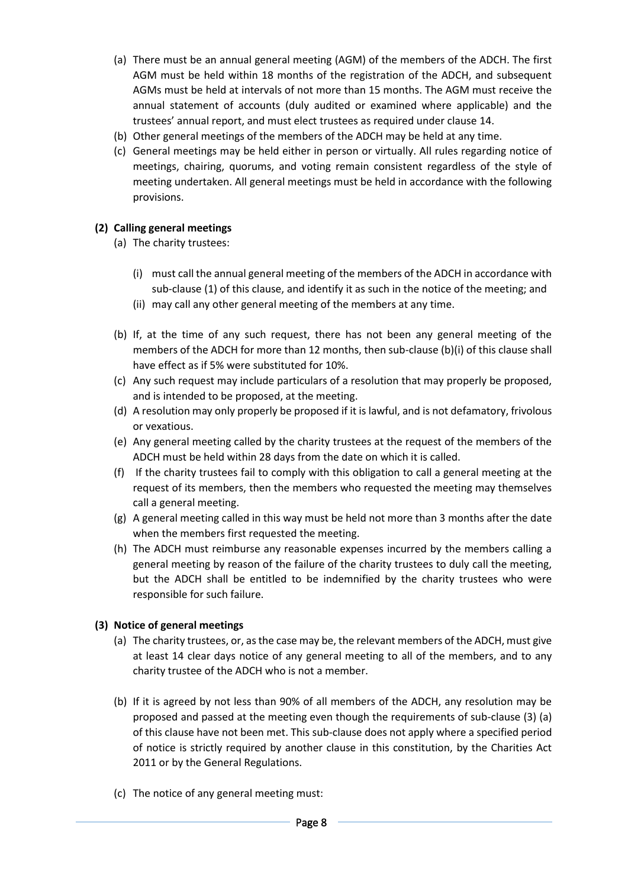(a) There must be an annual general meeting (AGM) of the members of the ADCH. The first AGM must be held within 18 months of the registration of the ADCH, and subsequent AGMs must be held at intervals of not more than 15 months. The AGM must receive the annual statement of accounts (duly audited or examined where applicable) and the trustees' annual report, and must elect trustees as required under clause 14.

(b) Other general meetings of the members of the ADCH may be held at any time.

(c) General meetings may be held either in person or virtually. All rules regarding notice of meetings, chairing, quorums, and voting remain consistent regardless of the style of meeting undertaken. All general meetings must be held in accordance with the following provisions.

**(2) Calling general meetings**

(a) The charity trustees:

- (i) must call the annual general meeting of the members of the ADCH in accordance with sub-clause (1) of this clause, and identify it as such in the notice of the meeting; and
- (ii) may call any other general meeting of the members at any time.

(b) If, at the time of any such request, there has not been any general meeting of the members of the ADCH for more than 12 months, then sub-clause (b)(i) of this clause shall have effect as if 5% were substituted for 10%.

(c) Any such request may include particulars of a resolution that may properly be proposed, and is intended to be proposed, at the meeting.

(d) A resolution may only properly be proposed if it is lawful, and is not defamatory, frivolous or vexatious.

(e) Any general meeting called by the charity trustees at the request of the members of the ADCH must be held within 28 days from the date on which it is called.

(f) If the charity trustees fail to comply with this obligation to call a general meeting at the request of its members, then the members who requested the meeting may themselves call a general meeting.

(g) A general meeting called in this way must be held not more than 3 months after the date when the members first requested the meeting.

(h) The ADCH must reimburse any reasonable expenses incurred by the members calling a general meeting by reason of the failure of the charity trustees to duly call the meeting, but the ADCH shall be entitled to be indemnified by the charity trustees who were responsible for such failure.

**(3) Notice of general meetings**

(a) The charity trustees, or, as the case may be, the relevant members of the ADCH, must give at least 14 clear days notice of any general meeting to all of the members, and to any charity trustee of the ADCH who is not a member.

(b) If it is agreed by not less than 90% of all members of the ADCH, any resolution may be proposed and passed at the meeting even though the requirements of sub-clause (3) (a) of this clause have not been met. This sub-clause does not apply where a specified period of notice is strictly required by another clause in this constitution, by the Charities Act 2011 or by the General Regulations.

(c) The notice of any general meeting must: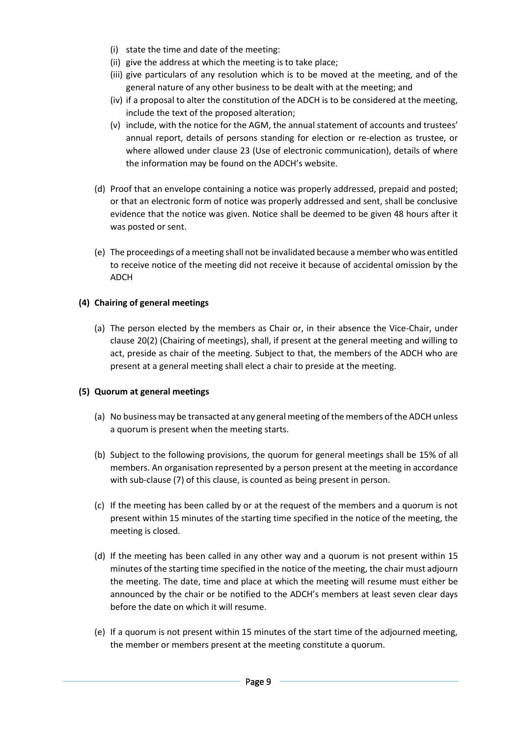(i) state the time and date of the meeting:
(ii) give the address at which the meeting is to take place;
(iii) give particulars of any resolution which is to be moved at the meeting, and of the general nature of any other business to be dealt with at the meeting; and
(iv) if a proposal to alter the constitution of the ADCH is to be considered at the meeting, include the text of the proposed alteration;
(v) include, with the notice for the AGM, the annual statement of accounts and trustees' annual report, details of persons standing for election or re-election as trustee, or where allowed under clause 23 (Use of electronic communication), details of where the information may be found on the ADCH's website.

(d) Proof that an envelope containing a notice was properly addressed, prepaid and posted; or that an electronic form of notice was properly addressed and sent, shall be conclusive evidence that the notice was given. Notice shall be deemed to be given 48 hours after it was posted or sent.

(e) The proceedings of a meeting shall not be invalidated because a member who was entitled to receive notice of the meeting did not receive it because of accidental omission by the ADCH

**(4) Chairing of general meetings**

(a) The person elected by the members as Chair or, in their absence the Vice-Chair, under clause 20(2) (Chairing of meetings), shall, if present at the general meeting and willing to act, preside as chair of the meeting. Subject to that, the members of the ADCH who are present at a general meeting shall elect a chair to preside at the meeting.

**(5) Quorum at general meetings**

(a) No business may be transacted at any general meeting of the members of the ADCH unless a quorum is present when the meeting starts.

(b) Subject to the following provisions, the quorum for general meetings shall be 15% of all members. An organisation represented by a person present at the meeting in accordance with sub-clause (7) of this clause, is counted as being present in person.

(c) If the meeting has been called by or at the request of the members and a quorum is not present within 15 minutes of the starting time specified in the notice of the meeting, the meeting is closed.

(d) If the meeting has been called in any other way and a quorum is not present within 15 minutes of the starting time specified in the notice of the meeting, the chair must adjourn the meeting. The date, time and place at which the meeting will resume must either be announced by the chair or be notified to the ADCH's members at least seven clear days before the date on which it will resume.

(e) If a quorum is not present within 15 minutes of the start time of the adjourned meeting, the member or members present at the meeting constitute a quorum.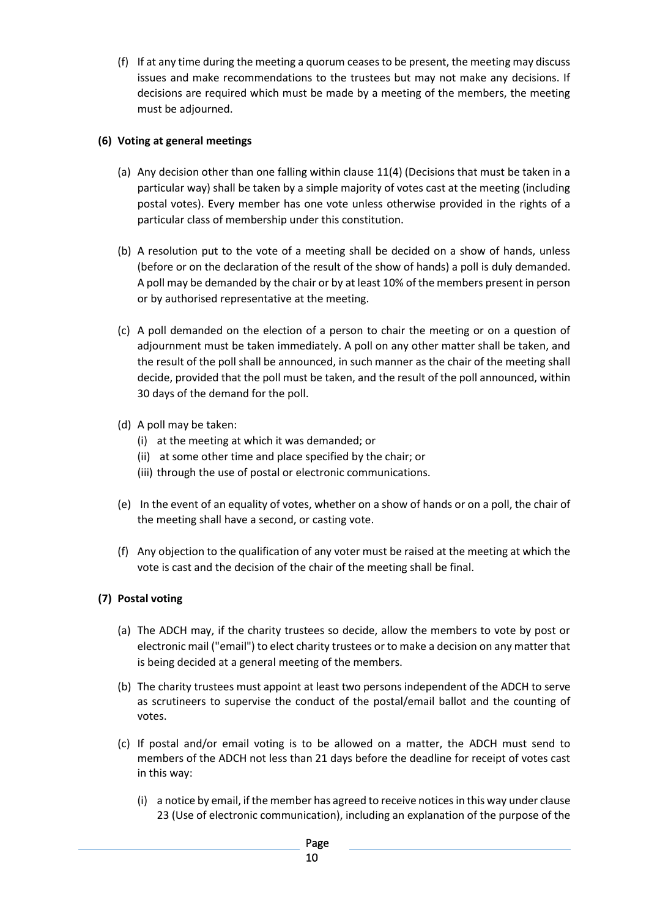(f) If at any time during the meeting a quorum ceases to be present, the meeting may discuss issues and make recommendations to the trustees but may not make any decisions. If decisions are required which must be made by a meeting of the members, the meeting must be adjourned.

**(6) Voting at general meetings**

(a) Any decision other than one falling within clause 11(4) (Decisions that must be taken in a particular way) shall be taken by a simple majority of votes cast at the meeting (including postal votes). Every member has one vote unless otherwise provided in the rights of a particular class of membership under this constitution.

(b) A resolution put to the vote of a meeting shall be decided on a show of hands, unless (before or on the declaration of the result of the show of hands) a poll is duly demanded. A poll may be demanded by the chair or by at least 10% of the members present in person or by authorised representative at the meeting.

(c) A poll demanded on the election of a person to chair the meeting or on a question of adjournment must be taken immediately. A poll on any other matter shall be taken, and the result of the poll shall be announced, in such manner as the chair of the meeting shall decide, provided that the poll must be taken, and the result of the poll announced, within 30 days of the demand for the poll.

(d) A poll may be taken:
   (i) at the meeting at which it was demanded; or
   (ii) at some other time and place specified by the chair; or
   (iii) through the use of postal or electronic communications.

(e) In the event of an equality of votes, whether on a show of hands or on a poll, the chair of the meeting shall have a second, or casting vote.

(f) Any objection to the qualification of any voter must be raised at the meeting at which the vote is cast and the decision of the chair of the meeting shall be final.

**(7) Postal voting**

(a) The ADCH may, if the charity trustees so decide, allow the members to vote by post or electronic mail ("email") to elect charity trustees or to make a decision on any matter that is being decided at a general meeting of the members.

(b) The charity trustees must appoint at least two persons independent of the ADCH to serve as scrutineers to supervise the conduct of the postal/email ballot and the counting of votes.

(c) If postal and/or email voting is to be allowed on a matter, the ADCH must send to members of the ADCH not less than 21 days before the deadline for receipt of votes cast in this way:

   (i) a notice by email, if the member has agreed to receive notices in this way under clause 23 (Use of electronic communication), including an explanation of the purpose of the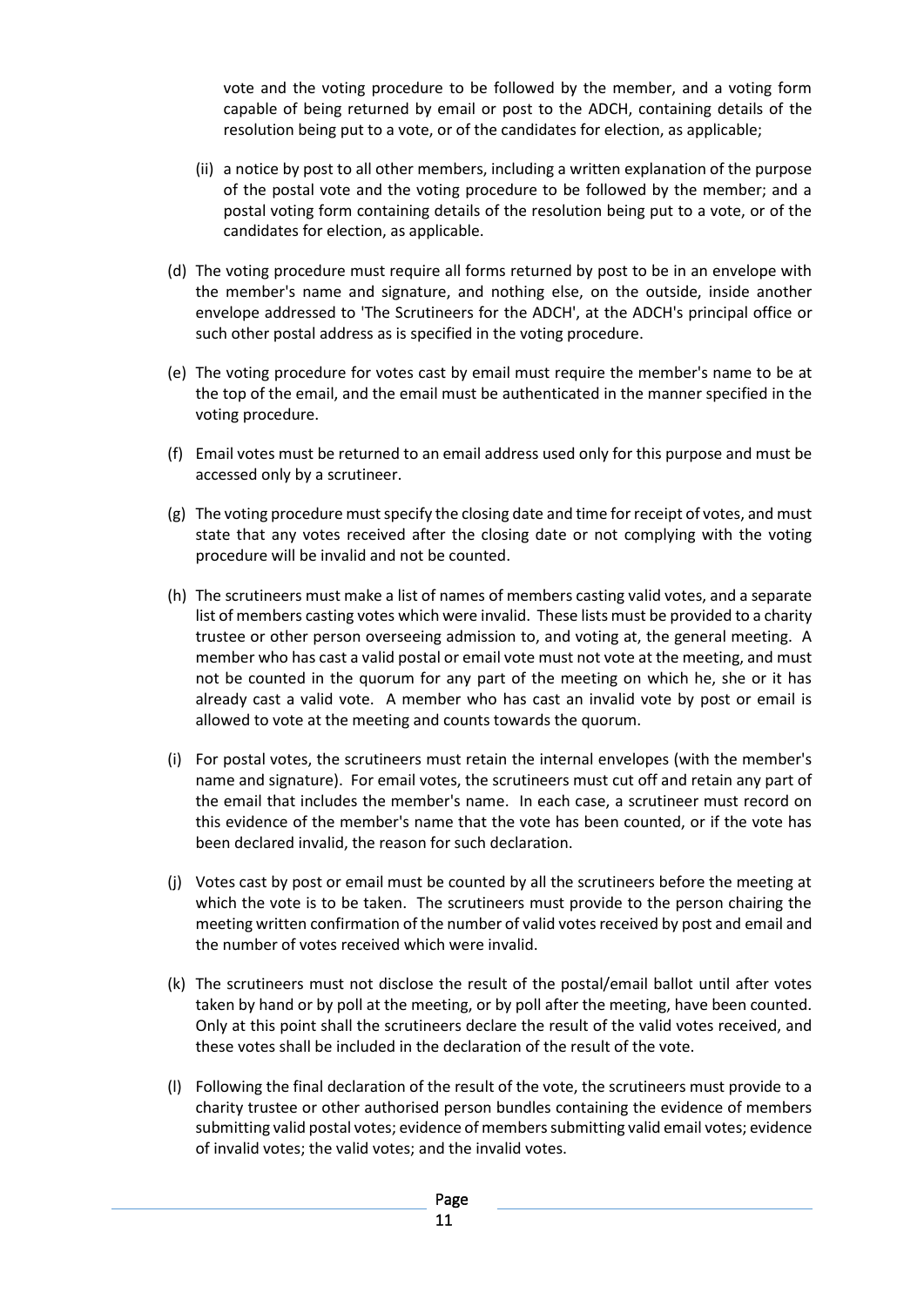vote and the voting procedure to be followed by the member, and a voting form capable of being returned by email or post to the ADCH, containing details of the resolution being put to a vote, or of the candidates for election, as applicable;

(ii) a notice by post to all other members, including a written explanation of the purpose of the postal vote and the voting procedure to be followed by the member; and a postal voting form containing details of the resolution being put to a vote, or of the candidates for election, as applicable.

(d) The voting procedure must require all forms returned by post to be in an envelope with the member's name and signature, and nothing else, on the outside, inside another envelope addressed to 'The Scrutineers for the ADCH', at the ADCH's principal office or such other postal address as is specified in the voting procedure.

(e) The voting procedure for votes cast by email must require the member's name to be at the top of the email, and the email must be authenticated in the manner specified in the voting procedure.

(f) Email votes must be returned to an email address used only for this purpose and must be accessed only by a scrutineer.

(g) The voting procedure must specify the closing date and time for receipt of votes, and must state that any votes received after the closing date or not complying with the voting procedure will be invalid and not be counted.

(h) The scrutineers must make a list of names of members casting valid votes, and a separate list of members casting votes which were invalid. These lists must be provided to a charity trustee or other person overseeing admission to, and voting at, the general meeting. A member who has cast a valid postal or email vote must not vote at the meeting, and must not be counted in the quorum for any part of the meeting on which he, she or it has already cast a valid vote. A member who has cast an invalid vote by post or email is allowed to vote at the meeting and counts towards the quorum.

(i) For postal votes, the scrutineers must retain the internal envelopes (with the member's name and signature). For email votes, the scrutineers must cut off and retain any part of the email that includes the member's name. In each case, a scrutineer must record on this evidence of the member's name that the vote has been counted, or if the vote has been declared invalid, the reason for such declaration.

(j) Votes cast by post or email must be counted by all the scrutineers before the meeting at which the vote is to be taken. The scrutineers must provide to the person chairing the meeting written confirmation of the number of valid votes received by post and email and the number of votes received which were invalid.

(k) The scrutineers must not disclose the result of the postal/email ballot until after votes taken by hand or by poll at the meeting, or by poll after the meeting, have been counted. Only at this point shall the scrutineers declare the result of the valid votes received, and these votes shall be included in the declaration of the result of the vote.

(l) Following the final declaration of the result of the vote, the scrutineers must provide to a charity trustee or other authorised person bundles containing the evidence of members submitting valid postal votes; evidence of members submitting valid email votes; evidence of invalid votes; the valid votes; and the invalid votes.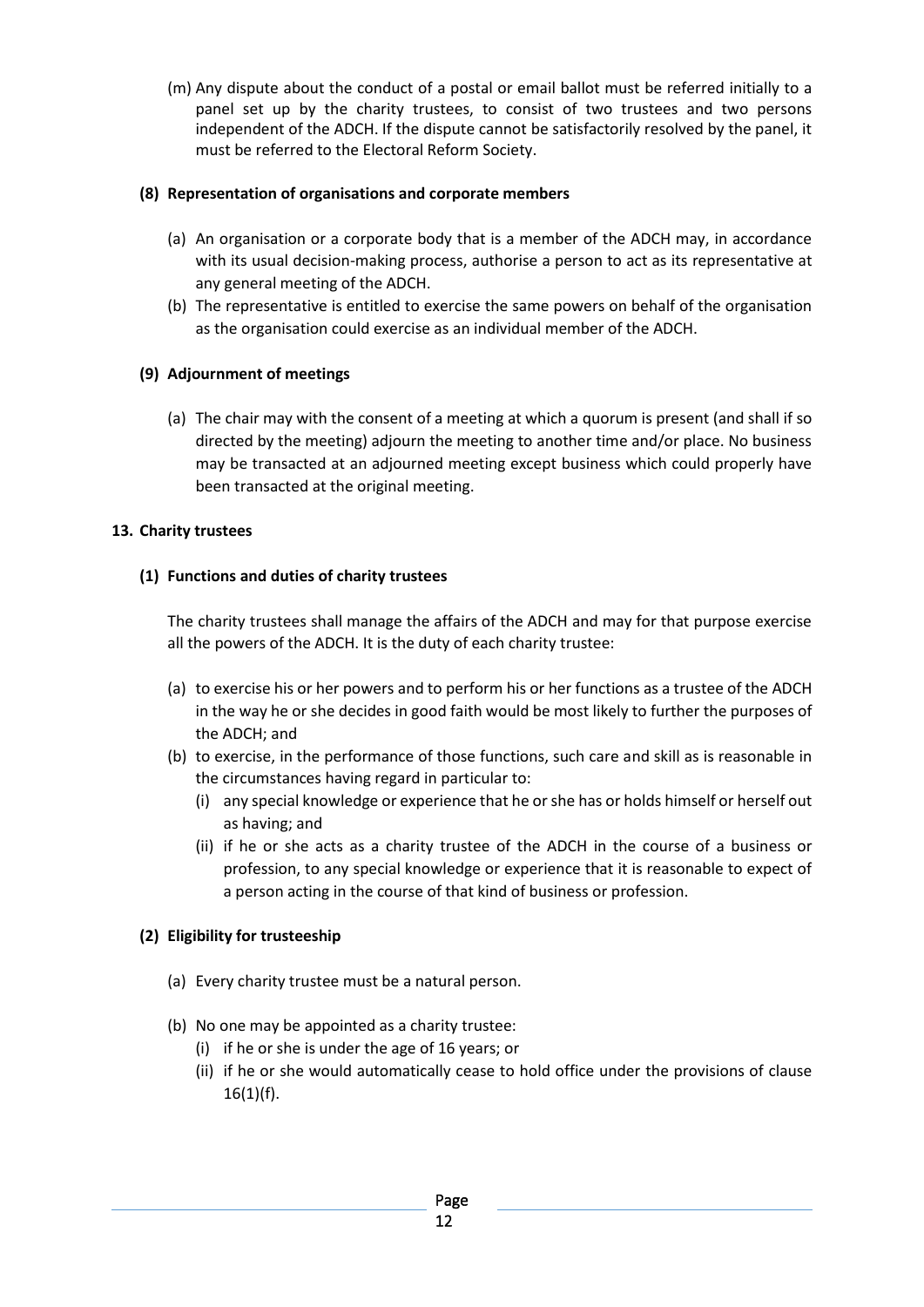(m) Any dispute about the conduct of a postal or email ballot must be referred initially to a panel set up by the charity trustees, to consist of two trustees and two persons independent of the ADCH. If the dispute cannot be satisfactorily resolved by the panel, it must be referred to the Electoral Reform Society.

**(8) Representation of organisations and corporate members**

(a) An organisation or a corporate body that is a member of the ADCH may, in accordance with its usual decision-making process, authorise a person to act as its representative at any general meeting of the ADCH.

(b) The representative is entitled to exercise the same powers on behalf of the organisation as the organisation could exercise as an individual member of the ADCH.

**(9) Adjournment of meetings**

(a) The chair may with the consent of a meeting at which a quorum is present (and shall if so directed by the meeting) adjourn the meeting to another time and/or place. No business may be transacted at an adjourned meeting except business which could properly have been transacted at the original meeting.

**13. Charity trustees**

**(1) Functions and duties of charity trustees**

The charity trustees shall manage the affairs of the ADCH and may for that purpose exercise all the powers of the ADCH. It is the duty of each charity trustee:

(a) to exercise his or her powers and to perform his or her functions as a trustee of the ADCH in the way he or she decides in good faith would be most likely to further the purposes of the ADCH; and

(b) to exercise, in the performance of those functions, such care and skill as is reasonable in the circumstances having regard in particular to:
  - (i) any special knowledge or experience that he or she has or holds himself or herself out as having; and
  - (ii) if he or she acts as a charity trustee of the ADCH in the course of a business or profession, to any special knowledge or experience that it is reasonable to expect of a person acting in the course of that kind of business or profession.

**(2) Eligibility for trusteeship**

(a) Every charity trustee must be a natural person.

(b) No one may be appointed as a charity trustee:
  - (i) if he or she is under the age of 16 years; or
  - (ii) if he or she would automatically cease to hold office under the provisions of clause 16(1)(f).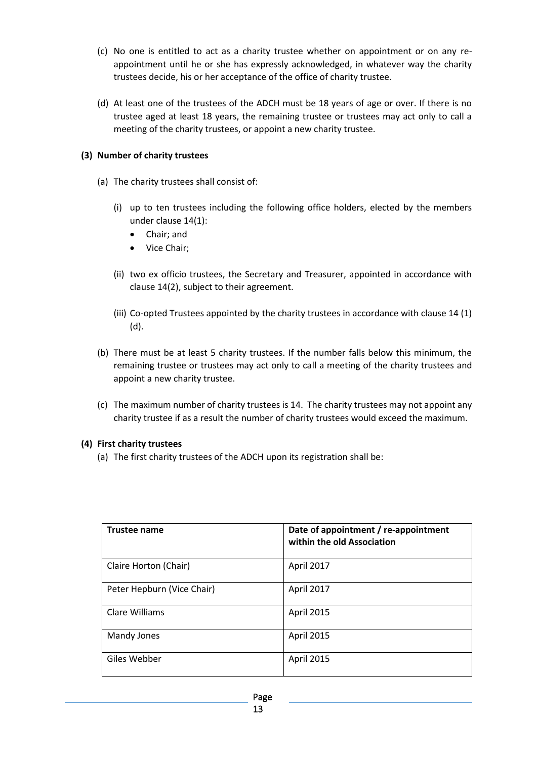(c) No one is entitled to act as a charity trustee whether on appointment or on any re-appointment until he or she has expressly acknowledged, in whatever way the charity trustees decide, his or her acceptance of the office of charity trustee.

(d) At least one of the trustees of the ADCH must be 18 years of age or over. If there is no trustee aged at least 18 years, the remaining trustee or trustees may act only to call a meeting of the charity trustees, or appoint a new charity trustee.

**(3) Number of charity trustees**

(a) The charity trustees shall consist of:

(i) up to ten trustees including the following office holders, elected by the members under clause 14(1):

- Chair; and
- Vice Chair;

(ii) two ex officio trustees, the Secretary and Treasurer, appointed in accordance with clause 14(2), subject to their agreement.

(iii) Co-opted Trustees appointed by the charity trustees in accordance with clause 14 (1) (d).

(b) There must be at least 5 charity trustees. If the number falls below this minimum, the remaining trustee or trustees may act only to call a meeting of the charity trustees and appoint a new charity trustee.

(c) The maximum number of charity trustees is 14. The charity trustees may not appoint any charity trustee if as a result the number of charity trustees would exceed the maximum.

**(4) First charity trustees**

(a) The first charity trustees of the ADCH upon its registration shall be:

| Trustee name | Date of appointment / re-appointment within the old Association |
|---|---|
| Claire Horton (Chair) | April 2017 |
| Peter Hepburn (Vice Chair) | April 2017 |
| Clare Williams | April 2015 |
| Mandy Jones | April 2015 |
| Giles Webber | April 2015 |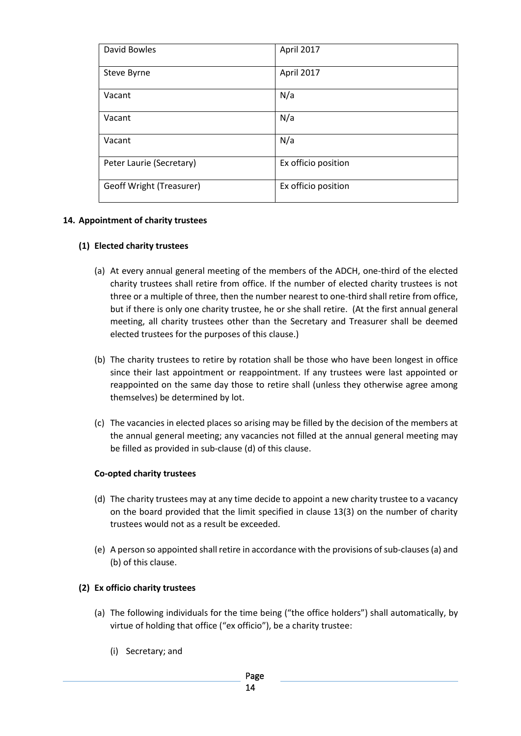| David Bowles | April 2017 |
|---|---|
| Steve Byrne | April 2017 |
| Vacant | N/a |
| Vacant | N/a |
| Vacant | N/a |
| Peter Laurie (Secretary) | Ex officio position |
| Geoff Wright (Treasurer) | Ex officio position |

**14. Appointment of charity trustees**

**(1) Elected charity trustees**

(a) At every annual general meeting of the members of the ADCH, one-third of the elected charity trustees shall retire from office. If the number of elected charity trustees is not three or a multiple of three, then the number nearest to one-third shall retire from office, but if there is only one charity trustee, he or she shall retire. (At the first annual general meeting, all charity trustees other than the Secretary and Treasurer shall be deemed elected trustees for the purposes of this clause.)

(b) The charity trustees to retire by rotation shall be those who have been longest in office since their last appointment or reappointment. If any trustees were last appointed or reappointed on the same day those to retire shall (unless they otherwise agree among themselves) be determined by lot.

(c) The vacancies in elected places so arising may be filled by the decision of the members at the annual general meeting; any vacancies not filled at the annual general meeting may be filled as provided in sub-clause (d) of this clause.

**Co-opted charity trustees**

(d) The charity trustees may at any time decide to appoint a new charity trustee to a vacancy on the board provided that the limit specified in clause 13(3) on the number of charity trustees would not as a result be exceeded.

(e) A person so appointed shall retire in accordance with the provisions of sub-clauses (a) and (b) of this clause.

**(2) Ex officio charity trustees**

(a) The following individuals for the time being ("the office holders") shall automatically, by virtue of holding that office ("ex officio"), be a charity trustee:

(i) Secretary; and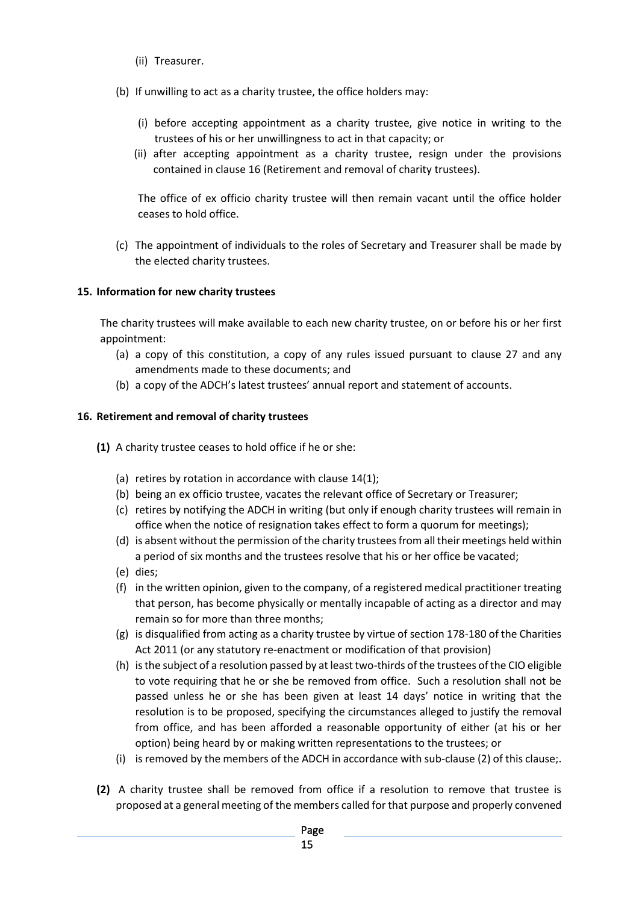(ii) Treasurer.

(b) If unwilling to act as a charity trustee, the office holders may:

  (i) before accepting appointment as a charity trustee, give notice in writing to the trustees of his or her unwillingness to act in that capacity; or
  (ii) after accepting appointment as a charity trustee, resign under the provisions contained in clause 16 (Retirement and removal of charity trustees).

  The office of ex officio charity trustee will then remain vacant until the office holder ceases to hold office.

(c) The appointment of individuals to the roles of Secretary and Treasurer shall be made by the elected charity trustees.

**15. Information for new charity trustees**

The charity trustees will make available to each new charity trustee, on or before his or her first appointment:

(a) a copy of this constitution, a copy of any rules issued pursuant to clause 27 and any amendments made to these documents; and
(b) a copy of the ADCH's latest trustees' annual report and statement of accounts.

**16. Retirement and removal of charity trustees**

**(1)** A charity trustee ceases to hold office if he or she:

(a) retires by rotation in accordance with clause 14(1);
(b) being an ex officio trustee, vacates the relevant office of Secretary or Treasurer;
(c) retires by notifying the ADCH in writing (but only if enough charity trustees will remain in office when the notice of resignation takes effect to form a quorum for meetings);
(d) is absent without the permission of the charity trustees from all their meetings held within a period of six months and the trustees resolve that his or her office be vacated;
(e) dies;
(f) in the written opinion, given to the company, of a registered medical practitioner treating that person, has become physically or mentally incapable of acting as a director and may remain so for more than three months;
(g) is disqualified from acting as a charity trustee by virtue of section 178-180 of the Charities Act 2011 (or any statutory re-enactment or modification of that provision)
(h) is the subject of a resolution passed by at least two-thirds of the trustees of the CIO eligible to vote requiring that he or she be removed from office. Such a resolution shall not be passed unless he or she has been given at least 14 days' notice in writing that the resolution is to be proposed, specifying the circumstances alleged to justify the removal from office, and has been afforded a reasonable opportunity of either (at his or her option) being heard by or making written representations to the trustees; or
(i) is removed by the members of the ADCH in accordance with sub-clause (2) of this clause;.

**(2)** A charity trustee shall be removed from office if a resolution to remove that trustee is proposed at a general meeting of the members called for that purpose and properly convened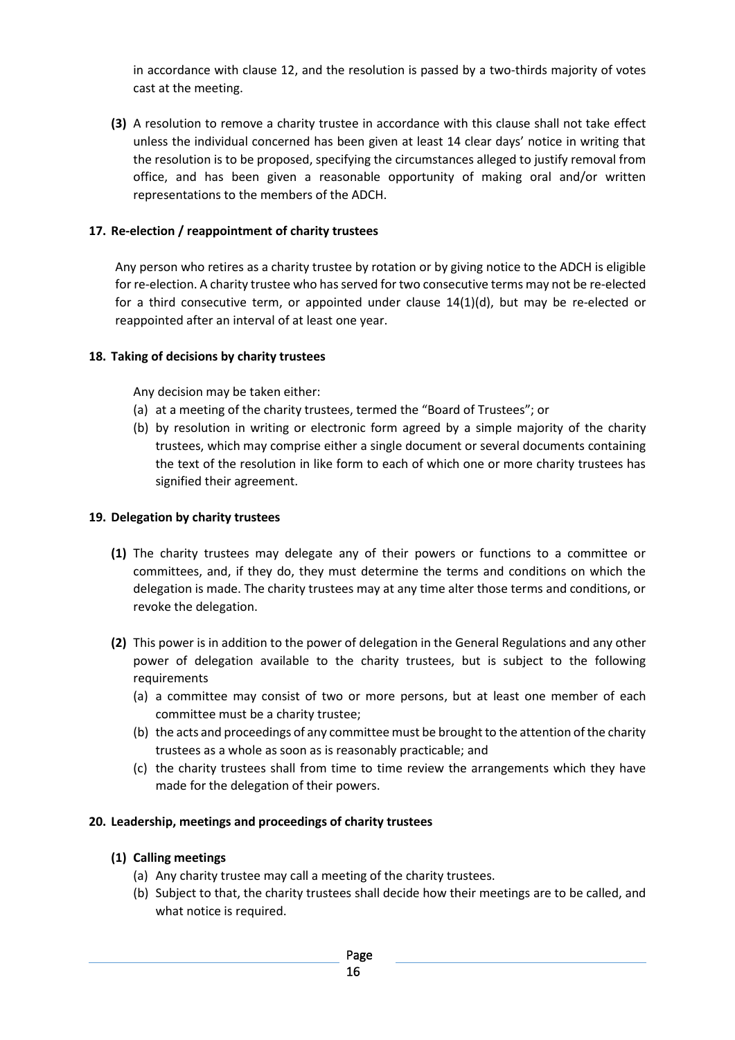in accordance with clause 12, and the resolution is passed by a two-thirds majority of votes cast at the meeting.

**(3)** A resolution to remove a charity trustee in accordance with this clause shall not take effect unless the individual concerned has been given at least 14 clear days' notice in writing that the resolution is to be proposed, specifying the circumstances alleged to justify removal from office, and has been given a reasonable opportunity of making oral and/or written representations to the members of the ADCH.

### 17. Re-election / reappointment of charity trustees

Any person who retires as a charity trustee by rotation or by giving notice to the ADCH is eligible for re-election. A charity trustee who has served for two consecutive terms may not be re-elected for a third consecutive term, or appointed under clause 14(1)(d), but may be re-elected or reappointed after an interval of at least one year.

### 18. Taking of decisions by charity trustees

Any decision may be taken either:

(a) at a meeting of the charity trustees, termed the "Board of Trustees"; or

(b) by resolution in writing or electronic form agreed by a simple majority of the charity trustees, which may comprise either a single document or several documents containing the text of the resolution in like form to each of which one or more charity trustees has signified their agreement.

### 19. Delegation by charity trustees

**(1)** The charity trustees may delegate any of their powers or functions to a committee or committees, and, if they do, they must determine the terms and conditions on which the delegation is made. The charity trustees may at any time alter those terms and conditions, or revoke the delegation.

**(2)** This power is in addition to the power of delegation in the General Regulations and any other power of delegation available to the charity trustees, but is subject to the following requirements

(a) a committee may consist of two or more persons, but at least one member of each committee must be a charity trustee;

(b) the acts and proceedings of any committee must be brought to the attention of the charity trustees as a whole as soon as is reasonably practicable; and

(c) the charity trustees shall from time to time review the arrangements which they have made for the delegation of their powers.

### 20. Leadership, meetings and proceedings of charity trustees

**(1) Calling meetings**

(a) Any charity trustee may call a meeting of the charity trustees.

(b) Subject to that, the charity trustees shall decide how their meetings are to be called, and what notice is required.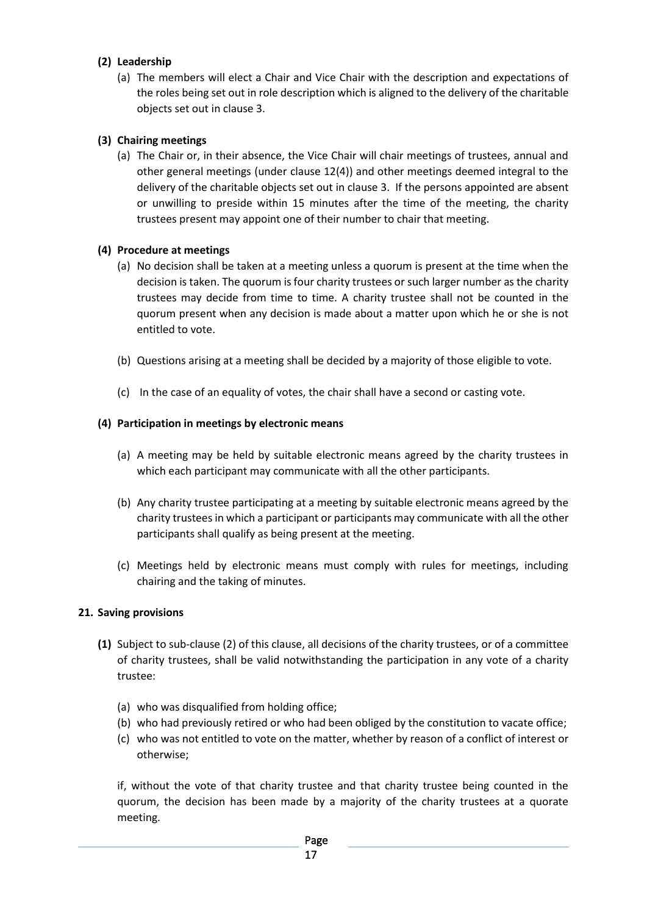**(2) Leadership**

(a) The members will elect a Chair and Vice Chair with the description and expectations of the roles being set out in role description which is aligned to the delivery of the charitable objects set out in clause 3.

**(3) Chairing meetings**

(a) The Chair or, in their absence, the Vice Chair will chair meetings of trustees, annual and other general meetings (under clause 12(4)) and other meetings deemed integral to the delivery of the charitable objects set out in clause 3. If the persons appointed are absent or unwilling to preside within 15 minutes after the time of the meeting, the charity trustees present may appoint one of their number to chair that meeting.

**(4) Procedure at meetings**

(a) No decision shall be taken at a meeting unless a quorum is present at the time when the decision is taken. The quorum is four charity trustees or such larger number as the charity trustees may decide from time to time. A charity trustee shall not be counted in the quorum present when any decision is made about a matter upon which he or she is not entitled to vote.

(b) Questions arising at a meeting shall be decided by a majority of those eligible to vote.

(c) In the case of an equality of votes, the chair shall have a second or casting vote.

**(4) Participation in meetings by electronic means**

(a) A meeting may be held by suitable electronic means agreed by the charity trustees in which each participant may communicate with all the other participants.

(b) Any charity trustee participating at a meeting by suitable electronic means agreed by the charity trustees in which a participant or participants may communicate with all the other participants shall qualify as being present at the meeting.

(c) Meetings held by electronic means must comply with rules for meetings, including chairing and the taking of minutes.

**21. Saving provisions**

**(1)** Subject to sub-clause (2) of this clause, all decisions of the charity trustees, or of a committee of charity trustees, shall be valid notwithstanding the participation in any vote of a charity trustee:

(a) who was disqualified from holding office;
(b) who had previously retired or who had been obliged by the constitution to vacate office;
(c) who was not entitled to vote on the matter, whether by reason of a conflict of interest or otherwise;

if, without the vote of that charity trustee and that charity trustee being counted in the quorum, the decision has been made by a majority of the charity trustees at a quorate meeting.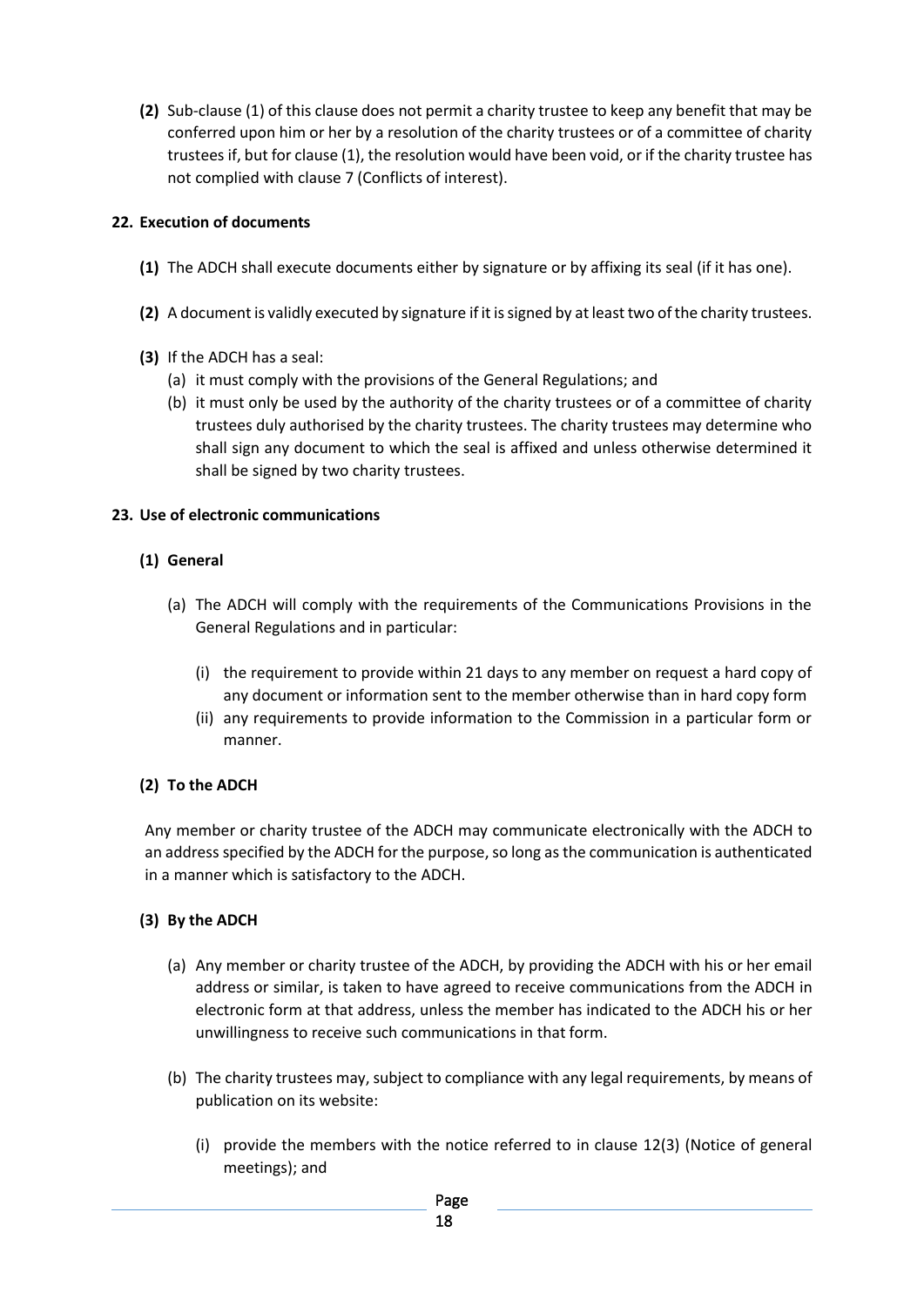**(2)** Sub-clause (1) of this clause does not permit a charity trustee to keep any benefit that may be conferred upon him or her by a resolution of the charity trustees or of a committee of charity trustees if, but for clause (1), the resolution would have been void, or if the charity trustee has not complied with clause 7 (Conflicts of interest).

### 22. Execution of documents

**(1)** The ADCH shall execute documents either by signature or by affixing its seal (if it has one).

**(2)** A document is validly executed by signature if it is signed by at least two of the charity trustees.

**(3)** If the ADCH has a seal:

(a) it must comply with the provisions of the General Regulations; and

(b) it must only be used by the authority of the charity trustees or of a committee of charity trustees duly authorised by the charity trustees. The charity trustees may determine who shall sign any document to which the seal is affixed and unless otherwise determined it shall be signed by two charity trustees.

### 23. Use of electronic communications

**(1) General**

(a) The ADCH will comply with the requirements of the Communications Provisions in the General Regulations and in particular:

(i) the requirement to provide within 21 days to any member on request a hard copy of any document or information sent to the member otherwise than in hard copy form

(ii) any requirements to provide information to the Commission in a particular form or manner.

**(2) To the ADCH**

Any member or charity trustee of the ADCH may communicate electronically with the ADCH to an address specified by the ADCH for the purpose, so long as the communication is authenticated in a manner which is satisfactory to the ADCH.

**(3) By the ADCH**

(a) Any member or charity trustee of the ADCH, by providing the ADCH with his or her email address or similar, is taken to have agreed to receive communications from the ADCH in electronic form at that address, unless the member has indicated to the ADCH his or her unwillingness to receive such communications in that form.

(b) The charity trustees may, subject to compliance with any legal requirements, by means of publication on its website:

(i) provide the members with the notice referred to in clause 12(3) (Notice of general meetings); and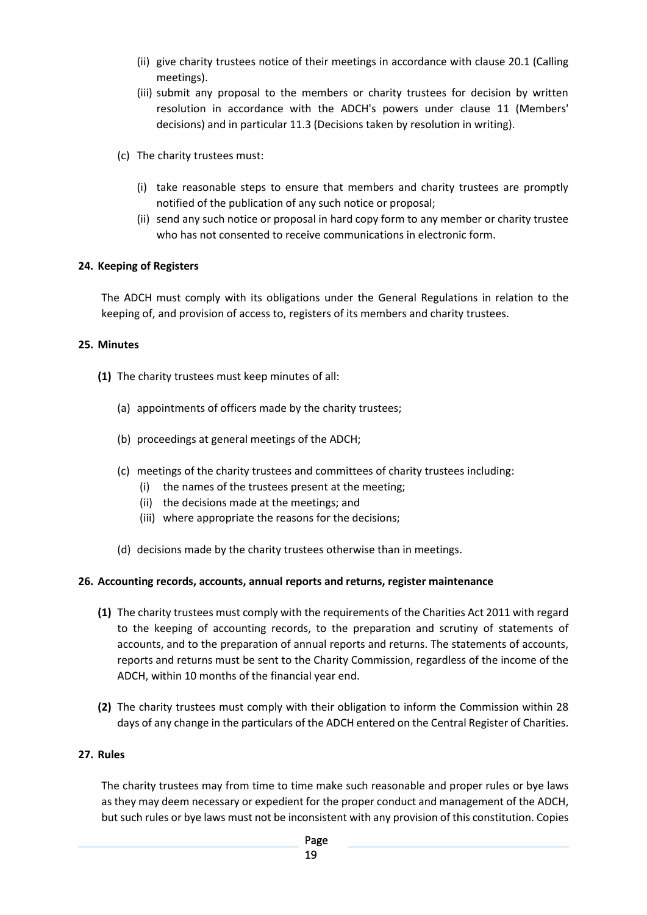(ii) give charity trustees notice of their meetings in accordance with clause 20.1 (Calling meetings).

(iii) submit any proposal to the members or charity trustees for decision by written resolution in accordance with the ADCH's powers under clause 11 (Members' decisions) and in particular 11.3 (Decisions taken by resolution in writing).

(c) The charity trustees must:

(i) take reasonable steps to ensure that members and charity trustees are promptly notified of the publication of any such notice or proposal;

(ii) send any such notice or proposal in hard copy form to any member or charity trustee who has not consented to receive communications in electronic form.

**24. Keeping of Registers**

The ADCH must comply with its obligations under the General Regulations in relation to the keeping of, and provision of access to, registers of its members and charity trustees.

**25. Minutes**

**(1)** The charity trustees must keep minutes of all:

(a) appointments of officers made by the charity trustees;

(b) proceedings at general meetings of the ADCH;

(c) meetings of the charity trustees and committees of charity trustees including:

(i) the names of the trustees present at the meeting;

(ii) the decisions made at the meetings; and

(iii) where appropriate the reasons for the decisions;

(d) decisions made by the charity trustees otherwise than in meetings.

**26. Accounting records, accounts, annual reports and returns, register maintenance**

**(1)** The charity trustees must comply with the requirements of the Charities Act 2011 with regard to the keeping of accounting records, to the preparation and scrutiny of statements of accounts, and to the preparation of annual reports and returns. The statements of accounts, reports and returns must be sent to the Charity Commission, regardless of the income of the ADCH, within 10 months of the financial year end.

**(2)** The charity trustees must comply with their obligation to inform the Commission within 28 days of any change in the particulars of the ADCH entered on the Central Register of Charities.

**27. Rules**

The charity trustees may from time to time make such reasonable and proper rules or bye laws as they may deem necessary or expedient for the proper conduct and management of the ADCH, but such rules or bye laws must not be inconsistent with any provision of this constitution. Copies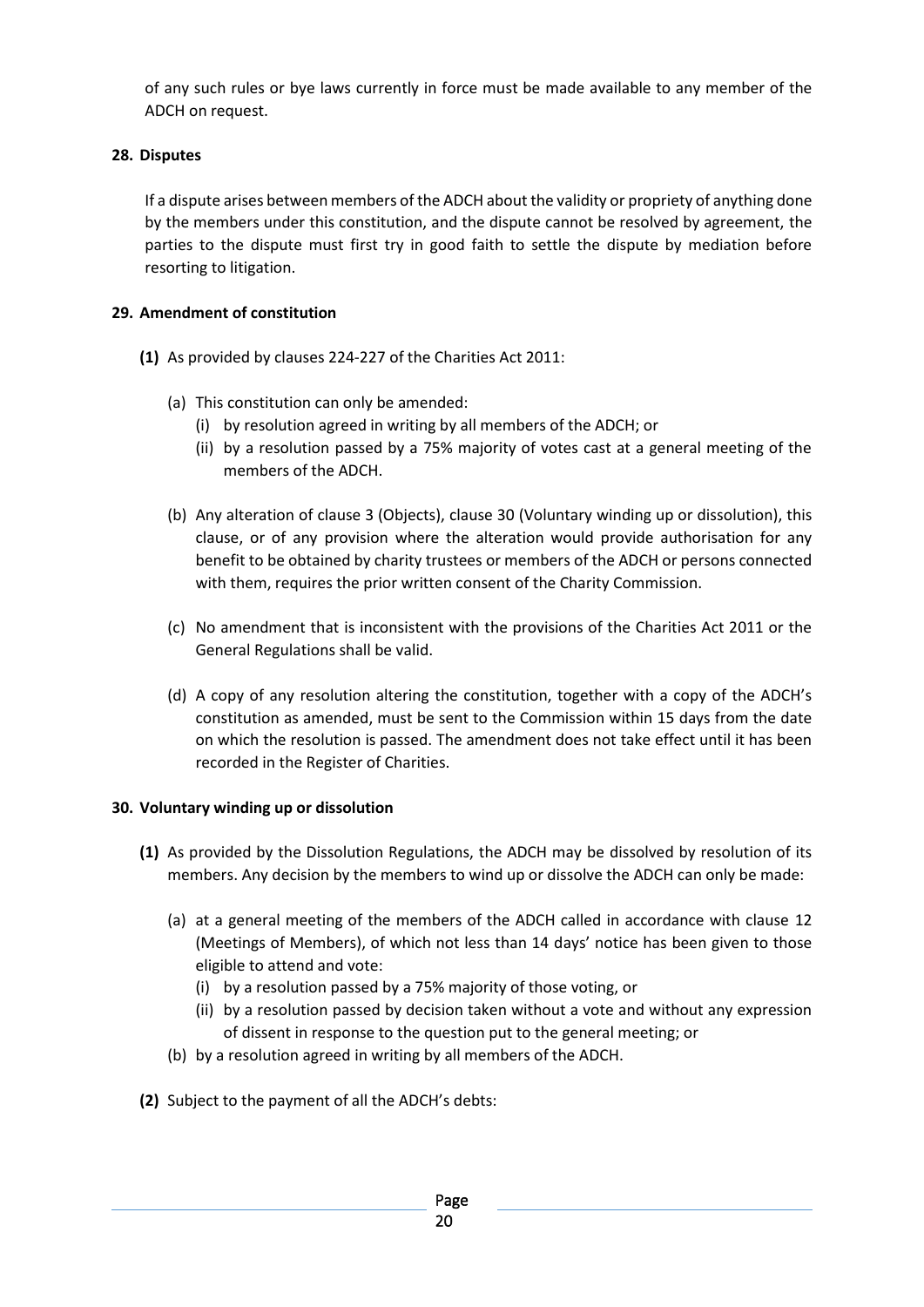of any such rules or bye laws currently in force must be made available to any member of the ADCH on request.

**28. Disputes**

If a dispute arises between members of the ADCH about the validity or propriety of anything done by the members under this constitution, and the dispute cannot be resolved by agreement, the parties to the dispute must first try in good faith to settle the dispute by mediation before resorting to litigation.

**29. Amendment of constitution**

**(1)** As provided by clauses 224-227 of the Charities Act 2011:

(a) This constitution can only be amended:
  (i) by resolution agreed in writing by all members of the ADCH; or
  (ii) by a resolution passed by a 75% majority of votes cast at a general meeting of the members of the ADCH.

(b) Any alteration of clause 3 (Objects), clause 30 (Voluntary winding up or dissolution), this clause, or of any provision where the alteration would provide authorisation for any benefit to be obtained by charity trustees or members of the ADCH or persons connected with them, requires the prior written consent of the Charity Commission.

(c) No amendment that is inconsistent with the provisions of the Charities Act 2011 or the General Regulations shall be valid.

(d) A copy of any resolution altering the constitution, together with a copy of the ADCH's constitution as amended, must be sent to the Commission within 15 days from the date on which the resolution is passed. The amendment does not take effect until it has been recorded in the Register of Charities.

**30. Voluntary winding up or dissolution**

**(1)** As provided by the Dissolution Regulations, the ADCH may be dissolved by resolution of its members. Any decision by the members to wind up or dissolve the ADCH can only be made:

(a) at a general meeting of the members of the ADCH called in accordance with clause 12 (Meetings of Members), of which not less than 14 days' notice has been given to those eligible to attend and vote:
  (i) by a resolution passed by a 75% majority of those voting, or
  (ii) by a resolution passed by decision taken without a vote and without any expression of dissent in response to the question put to the general meeting; or

(b) by a resolution agreed in writing by all members of the ADCH.

**(2)** Subject to the payment of all the ADCH's debts: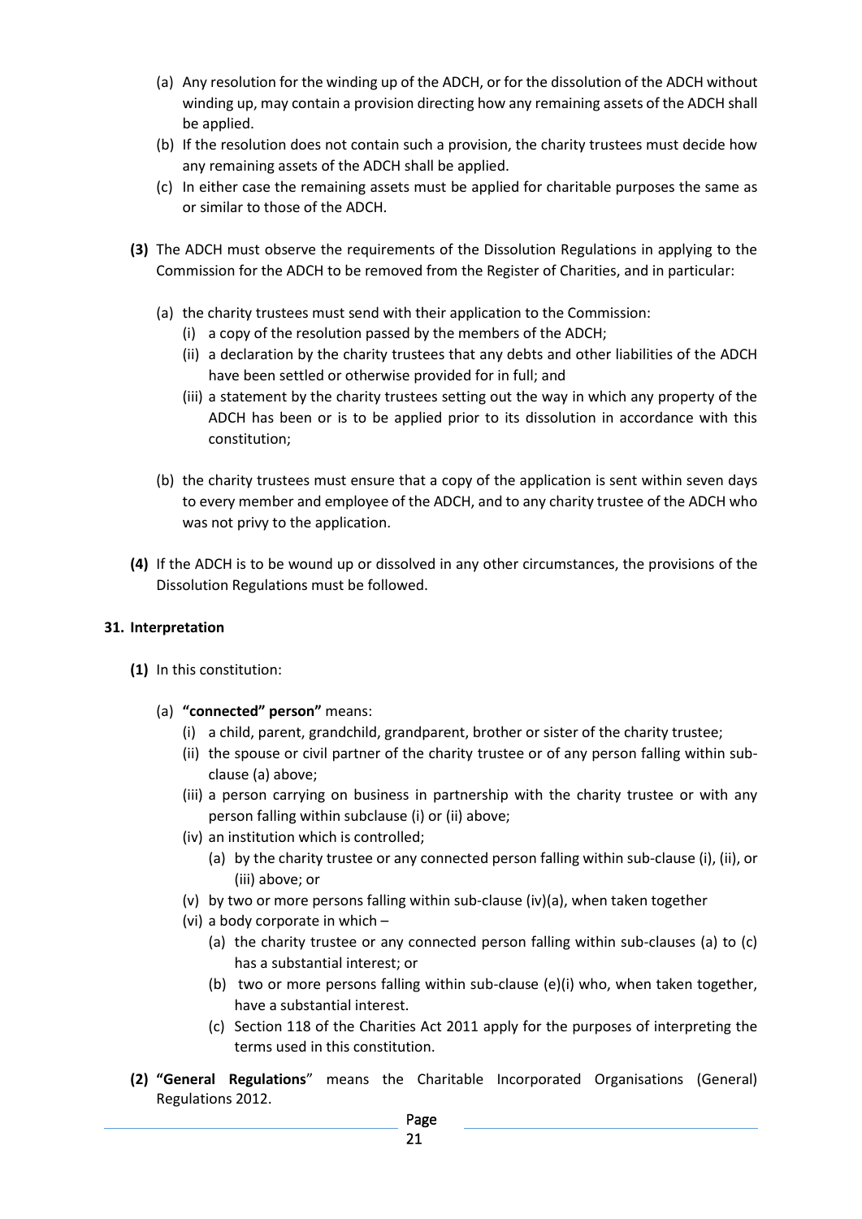(a) Any resolution for the winding up of the ADCH, or for the dissolution of the ADCH without winding up, may contain a provision directing how any remaining assets of the ADCH shall be applied.

(b) If the resolution does not contain such a provision, the charity trustees must decide how any remaining assets of the ADCH shall be applied.

(c) In either case the remaining assets must be applied for charitable purposes the same as or similar to those of the ADCH.

**(3)** The ADCH must observe the requirements of the Dissolution Regulations in applying to the Commission for the ADCH to be removed from the Register of Charities, and in particular:

(a) the charity trustees must send with their application to the Commission:

(i) a copy of the resolution passed by the members of the ADCH;

(ii) a declaration by the charity trustees that any debts and other liabilities of the ADCH have been settled or otherwise provided for in full; and

(iii) a statement by the charity trustees setting out the way in which any property of the ADCH has been or is to be applied prior to its dissolution in accordance with this constitution;

(b) the charity trustees must ensure that a copy of the application is sent within seven days to every member and employee of the ADCH, and to any charity trustee of the ADCH who was not privy to the application.

**(4)** If the ADCH is to be wound up or dissolved in any other circumstances, the provisions of the Dissolution Regulations must be followed.

**31. Interpretation**

**(1)** In this constitution:

(a) **"connected" person"** means:

(i) a child, parent, grandchild, grandparent, brother or sister of the charity trustee;

(ii) the spouse or civil partner of the charity trustee or of any person falling within sub-clause (a) above;

(iii) a person carrying on business in partnership with the charity trustee or with any person falling within subclause (i) or (ii) above;

(iv) an institution which is controlled;

(a) by the charity trustee or any connected person falling within sub-clause (i), (ii), or (iii) above; or

(v) by two or more persons falling within sub-clause (iv)(a), when taken together

(vi) a body corporate in which –

(a) the charity trustee or any connected person falling within sub-clauses (a) to (c) has a substantial interest; or

(b) two or more persons falling within sub-clause (e)(i) who, when taken together, have a substantial interest.

(c) Section 118 of the Charities Act 2011 apply for the purposes of interpreting the terms used in this constitution.

**(2)** **"General Regulations**" means the Charitable Incorporated Organisations (General) Regulations 2012.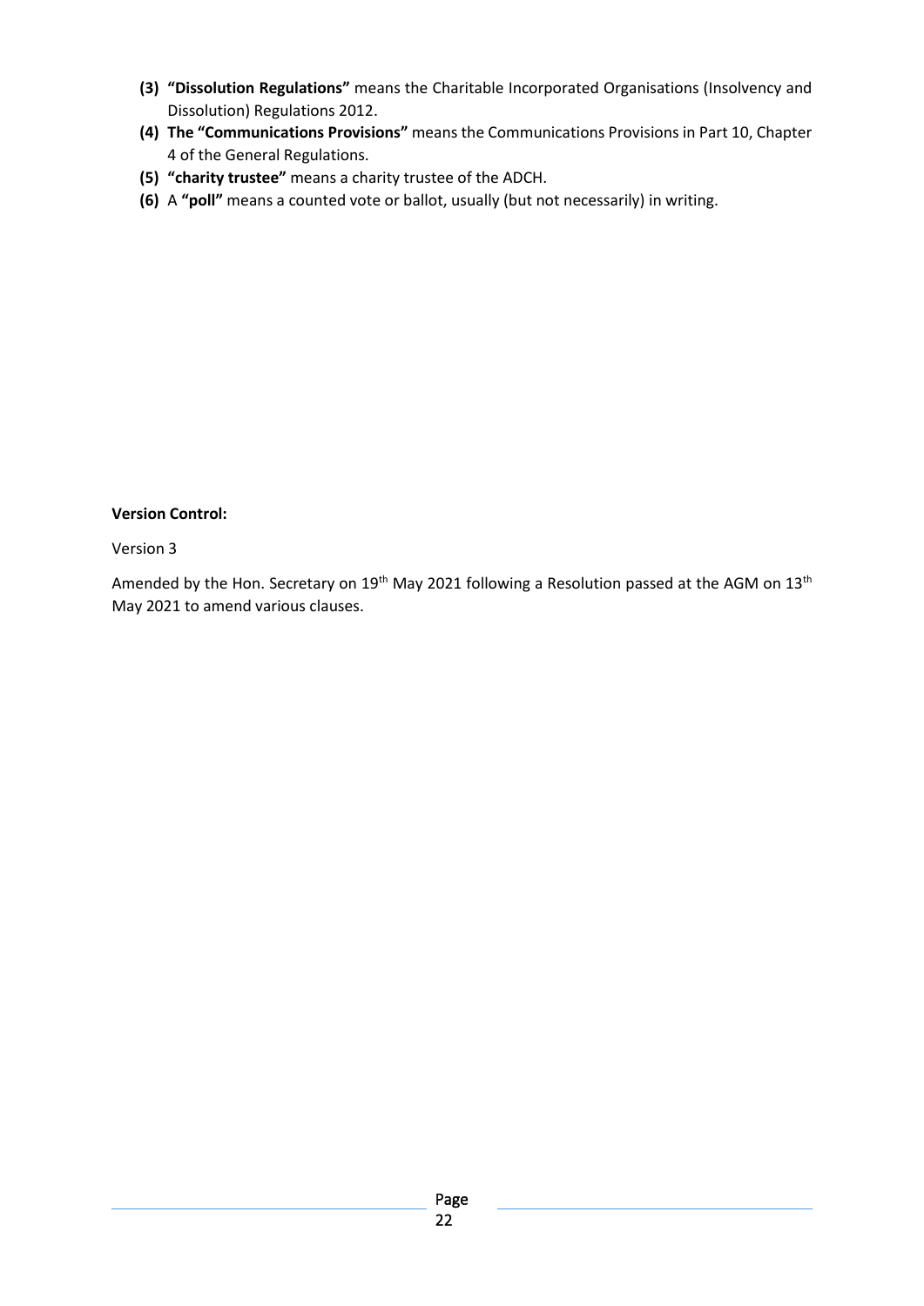**(3)** **"Dissolution Regulations"** means the Charitable Incorporated Organisations (Insolvency and Dissolution) Regulations 2012.

**(4)** **The "Communications Provisions"** means the Communications Provisions in Part 10, Chapter 4 of the General Regulations.

**(5)** **"charity trustee"** means a charity trustee of the ADCH.

**(6)** A **"poll"** means a counted vote or ballot, usually (but not necessarily) in writing.

**Version Control:**

Version 3

Amended by the Hon. Secretary on 19th May 2021 following a Resolution passed at the AGM on 13th May 2021 to amend various clauses.